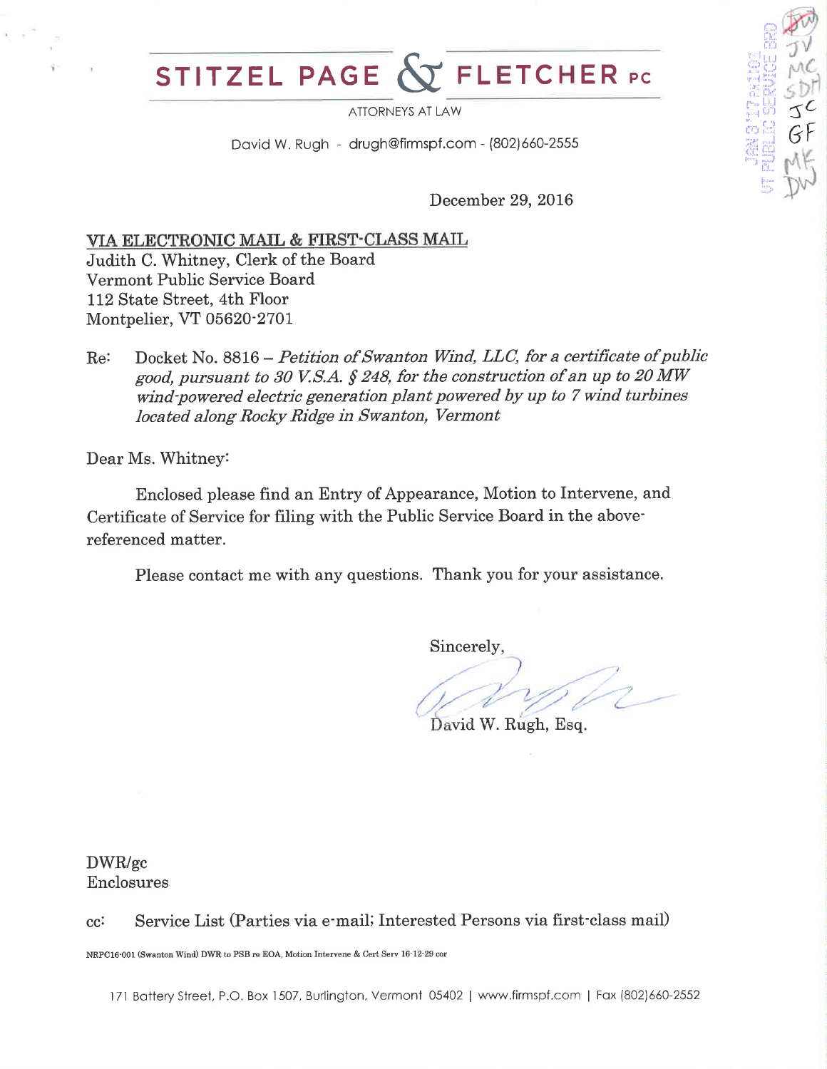# STITZEL PAGE & FLETCHER PC

ATTORNEYS AT LAW

David W. Rugh - drugh@firmspf.com - (802)660-2555

December 29, 2016

VIA ELECTRONIC MAIL & FIRST-CLASS MAIL
Judith C. Whitney, Clerk of the Board
Vermont Public Service Board
112 State Street, 4th Floor
Montpelier, VT 05620-2701

Re: Docket No. 8816 – *Petition of Swanton Wind, LLC, for a certificate of public good, pursuant to 30 V.S.A. § 248, for the construction of an up to 20 MW wind-powered electric generation plant powered by up to 7 wind turbines located along Rocky Ridge in Swanton, Vermont*

Dear Ms. Whitney:

Enclosed please find an Entry of Appearance, Motion to Intervene, and Certificate of Service for filing with the Public Service Board in the above-referenced matter.

Please contact me with any questions. Thank you for your assistance.

Sincerely,

David W. Rugh, Esq.

DWR/gc
Enclosures

cc: Service List (Parties via e-mail; Interested Persons via first-class mail)

NRPC16-001 (Swanton Wind) DWR to PSB re EOA, Motion Intervene & Cert Serv 16-12-29 cor

171 Battery Street, P.O. Box 1507, Burlington, Vermont 05402 | www.firmspf.com | Fax (802)660-2552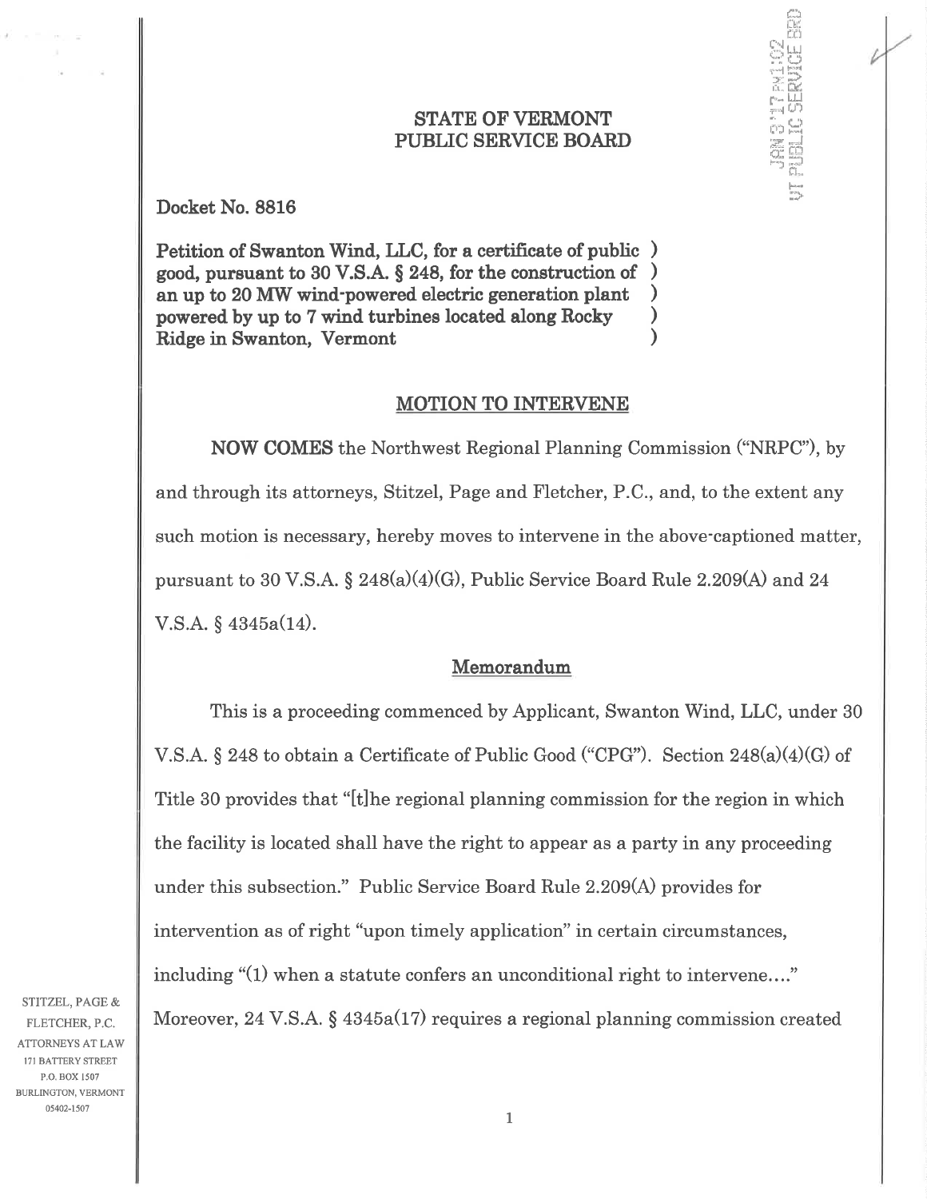# STATE OF VERMONT
# PUBLIC SERVICE BOARD

**Docket No. 8816**

**Petition of Swanton Wind, LLC, for a certificate of public good, pursuant to 30 V.S.A. § 248, for the construction of an up to 20 MW wind-powered electric generation plant powered by up to 7 wind turbines located along Rocky Ridge in Swanton, Vermont**

## MOTION TO INTERVENE

**NOW COMES** the Northwest Regional Planning Commission ("NRPC"), by and through its attorneys, Stitzel, Page and Fletcher, P.C., and, to the extent any such motion is necessary, hereby moves to intervene in the above-captioned matter, pursuant to 30 V.S.A. § 248(a)(4)(G), Public Service Board Rule 2.209(A) and 24 V.S.A. § 4345a(14).

## Memorandum

This is a proceeding commenced by Applicant, Swanton Wind, LLC, under 30 V.S.A. § 248 to obtain a Certificate of Public Good ("CPG"). Section 248(a)(4)(G) of Title 30 provides that "[t]he regional planning commission for the region in which the facility is located shall have the right to appear as a party in any proceeding under this subsection." Public Service Board Rule 2.209(A) provides for intervention as of right "upon timely application" in certain circumstances, including "(1) when a statute confers an unconditional right to intervene...." Moreover, 24 V.S.A. § 4345a(17) requires a regional planning commission created

STITZEL, PAGE & FLETCHER, P.C.
ATTORNEYS AT LAW
171 BATTERY STREET
P.O. BOX 1507
BURLINGTON, VERMONT
05402-1507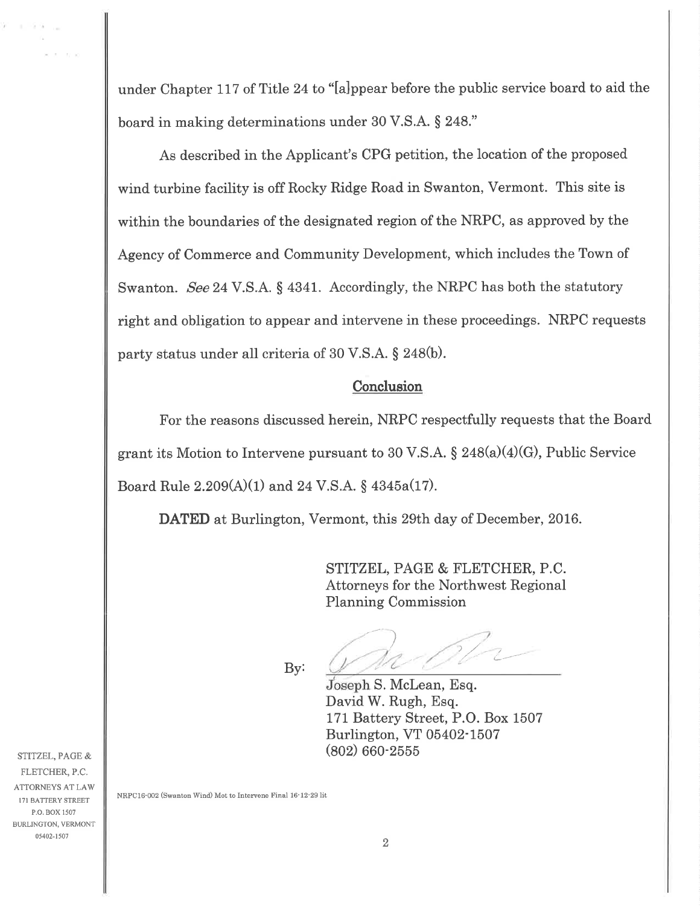under Chapter 117 of Title 24 to "[a]ppear before the public service board to aid the board in making determinations under 30 V.S.A. § 248."

As described in the Applicant's CPG petition, the location of the proposed wind turbine facility is off Rocky Ridge Road in Swanton, Vermont. This site is within the boundaries of the designated region of the NRPC, as approved by the Agency of Commerce and Community Development, which includes the Town of Swanton. *See* 24 V.S.A. § 4341. Accordingly, the NRPC has both the statutory right and obligation to appear and intervene in these proceedings. NRPC requests party status under all criteria of 30 V.S.A. § 248(b).

## Conclusion

For the reasons discussed herein, NRPC respectfully requests that the Board grant its Motion to Intervene pursuant to 30 V.S.A. § 248(a)(4)(G), Public Service Board Rule 2.209(A)(1) and 24 V.S.A. § 4345a(17).

**DATED** at Burlington, Vermont, this 29th day of December, 2016.

STITZEL, PAGE & FLETCHER, P.C.
Attorneys for the Northwest Regional Planning Commission

By: ______________________
Joseph S. McLean, Esq.
David W. Rugh, Esq.
171 Battery Street, P.O. Box 1507
Burlington, VT 05402-1507
(802) 660-2555

STITZEL, PAGE & FLETCHER, P.C.
ATTORNEYS AT LAW
171 BATTERY STREET
P.O. BOX 1507
BURLINGTON, VERMONT
05402-1507

NRPC16-002 (Swanton Wind) Mot to Intervene Final 16-12-29 lit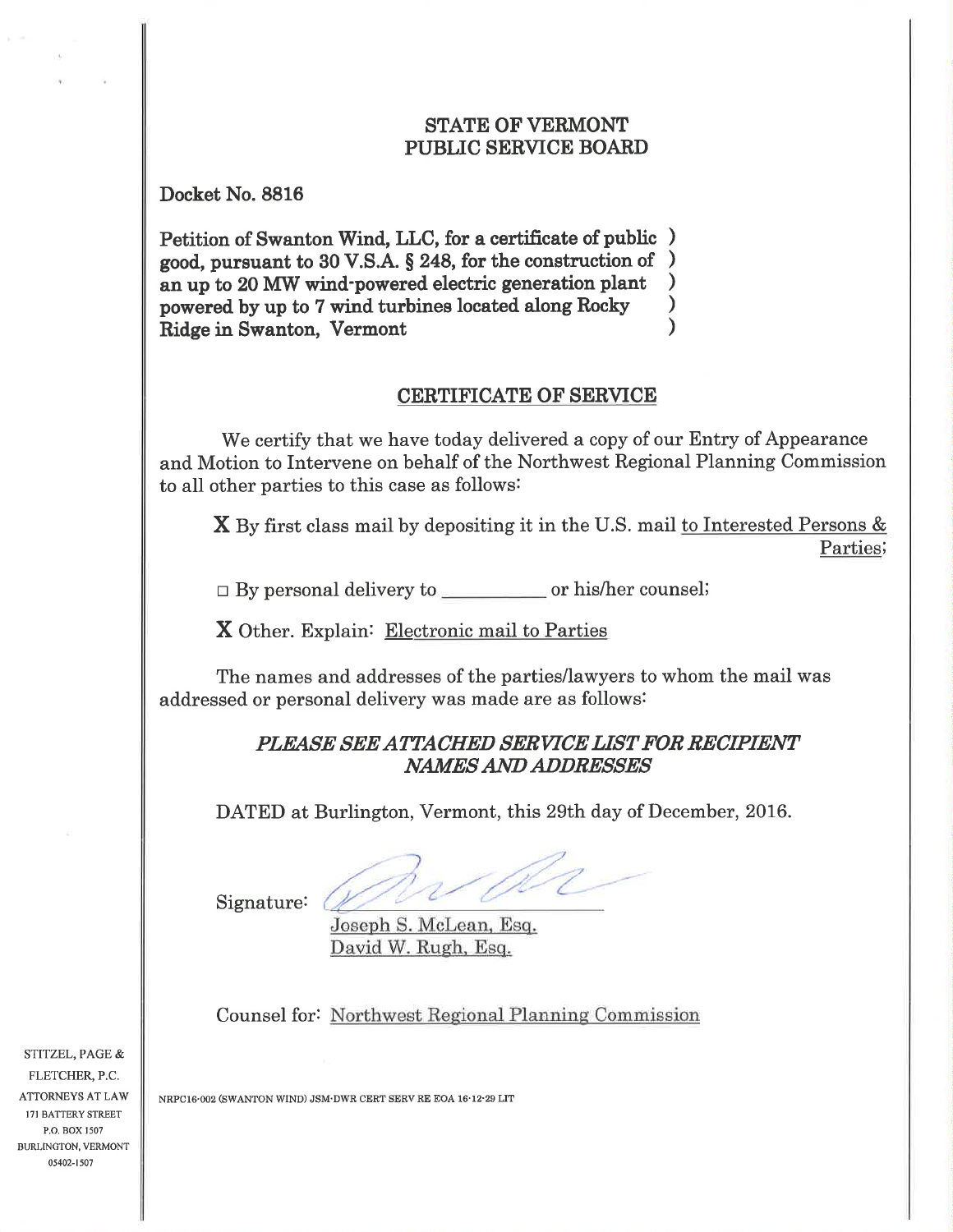# STATE OF VERMONT
# PUBLIC SERVICE BOARD

**Docket No. 8816**

**Petition of Swanton Wind, LLC, for a certificate of public good, pursuant to 30 V.S.A. § 248, for the construction of an up to 20 MW wind-powered electric generation plant powered by up to 7 wind turbines located along Rocky Ridge in Swanton, Vermont** )

## CERTIFICATE OF SERVICE

We certify that we have today delivered a copy of our Entry of Appearance and Motion to Intervene on behalf of the Northwest Regional Planning Commission to all other parties to this case as follows:

**X** By first class mail by depositing it in the U.S. mail to Interested Persons & Parties;

□ By personal delivery to __________ or his/her counsel;

**X** Other. Explain: Electronic mail to Parties

The names and addresses of the parties/lawyers to whom the mail was addressed or personal delivery was made are as follows:

***PLEASE SEE ATTACHED SERVICE LIST FOR RECIPIENT NAMES AND ADDRESSES***

DATED at Burlington, Vermont, this 29th day of December, 2016.

Signature: ______________________
Joseph S. McLean, Esq.
David W. Rugh, Esq.

Counsel for: Northwest Regional Planning Commission

STITZEL, PAGE & FLETCHER, P.C.
ATTORNEYS AT LAW
171 BATTERY STREET
P.O. BOX 1507
BURLINGTON, VERMONT
05402-1507

NRPC16-002 (SWANTON WIND) JSM-DWR CERT SERV RE EOA 16-12-29 LIT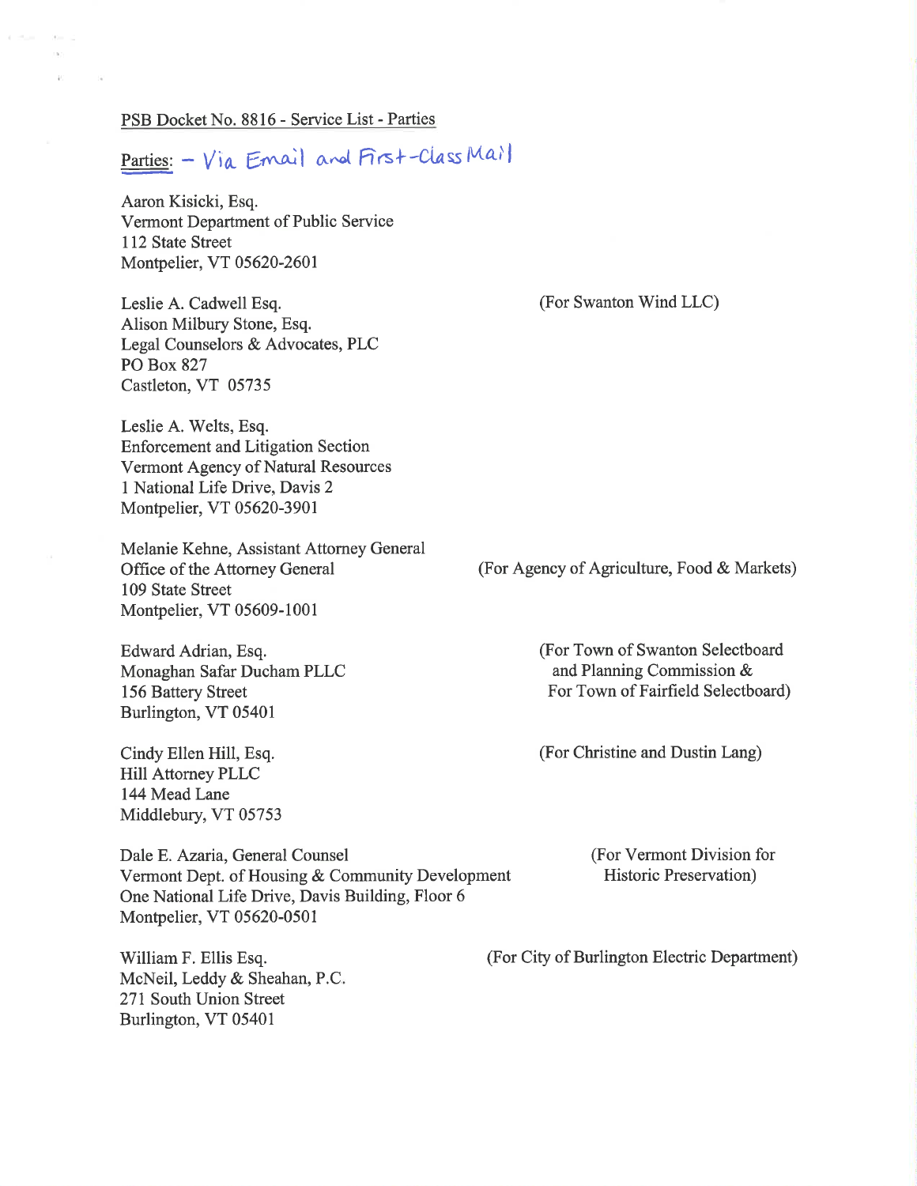PSB Docket No. 8816 - Service List - Parties

Parties: – Via Email and First-Class Mail

Aaron Kisicki, Esq.
Vermont Department of Public Service
112 State Street
Montpelier, VT 05620-2601

Leslie A. Cadwell Esq.
Alison Milbury Stone, Esq.
Legal Counselors & Advocates, PLC
PO Box 827
Castleton, VT 05735

(For Swanton Wind LLC)

Leslie A. Welts, Esq.
Enforcement and Litigation Section
Vermont Agency of Natural Resources
1 National Life Drive, Davis 2
Montpelier, VT 05620-3901

Melanie Kehne, Assistant Attorney General
Office of the Attorney General
109 State Street
Montpelier, VT 05609-1001

(For Agency of Agriculture, Food & Markets)

Edward Adrian, Esq.
Monaghan Safar Ducham PLLC
156 Battery Street
Burlington, VT 05401

(For Town of Swanton Selectboard and Planning Commission & For Town of Fairfield Selectboard)

Cindy Ellen Hill, Esq.
Hill Attorney PLLC
144 Mead Lane
Middlebury, VT 05753

(For Christine and Dustin Lang)

Dale E. Azaria, General Counsel
Vermont Dept. of Housing & Community Development
One National Life Drive, Davis Building, Floor 6
Montpelier, VT 05620-0501

(For Vermont Division for Historic Preservation)

William F. Ellis Esq.
McNeil, Leddy & Sheahan, P.C.
271 South Union Street
Burlington, VT 05401

(For City of Burlington Electric Department)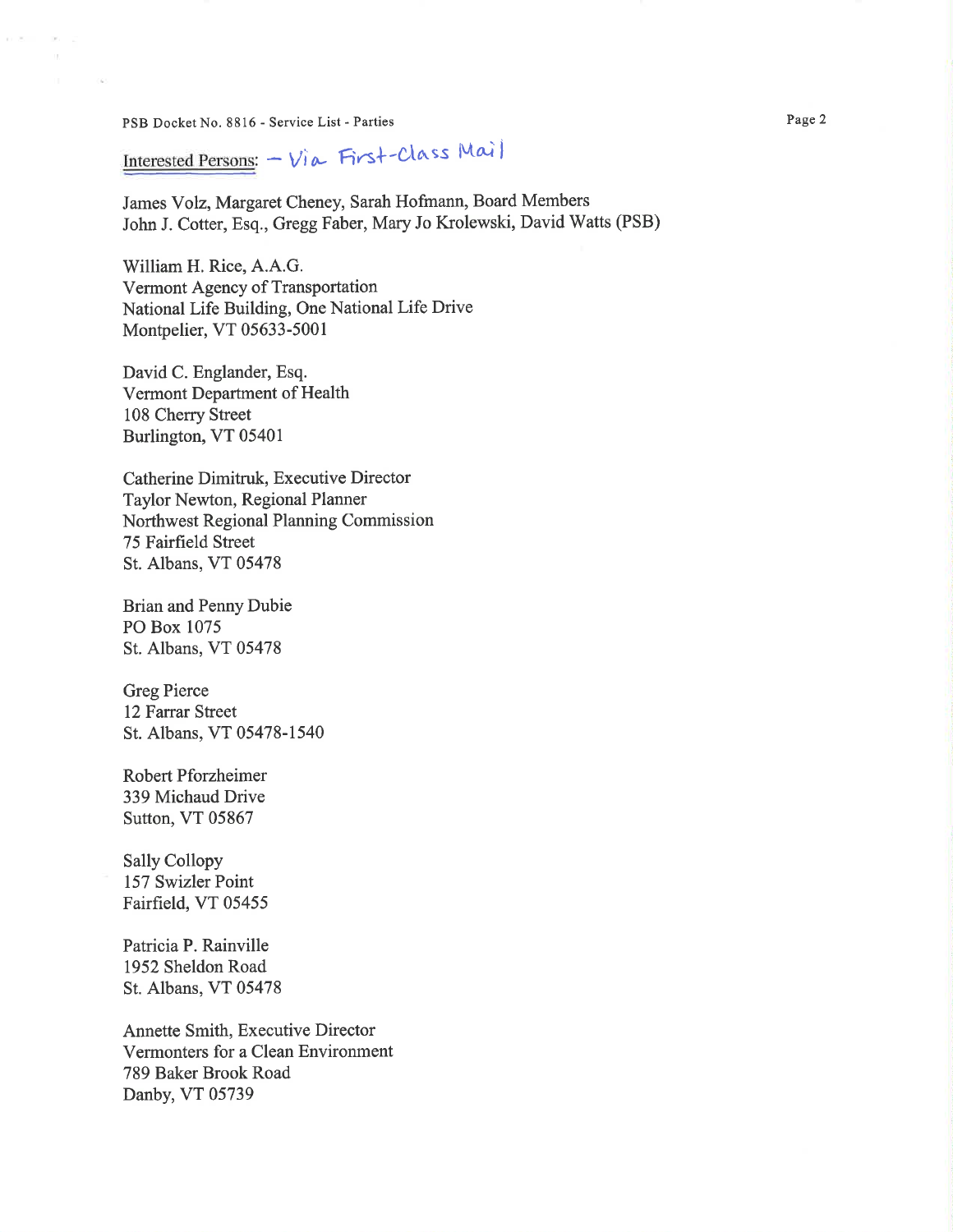Interested Persons: – Via First-Class Mail

James Volz, Margaret Cheney, Sarah Hofmann, Board Members
John J. Cotter, Esq., Gregg Faber, Mary Jo Krolewski, David Watts (PSB)

William H. Rice, A.A.G.
Vermont Agency of Transportation
National Life Building, One National Life Drive
Montpelier, VT 05633-5001

David C. Englander, Esq.
Vermont Department of Health
108 Cherry Street
Burlington, VT 05401

Catherine Dimitruk, Executive Director
Taylor Newton, Regional Planner
Northwest Regional Planning Commission
75 Fairfield Street
St. Albans, VT 05478

Brian and Penny Dubie
PO Box 1075
St. Albans, VT 05478

Greg Pierce
12 Farrar Street
St. Albans, VT 05478-1540

Robert Pforzheimer
339 Michaud Drive
Sutton, VT 05867

Sally Collopy
157 Swizler Point
Fairfield, VT 05455

Patricia P. Rainville
1952 Sheldon Road
St. Albans, VT 05478

Annette Smith, Executive Director
Vermonters for a Clean Environment
789 Baker Brook Road
Danby, VT 05739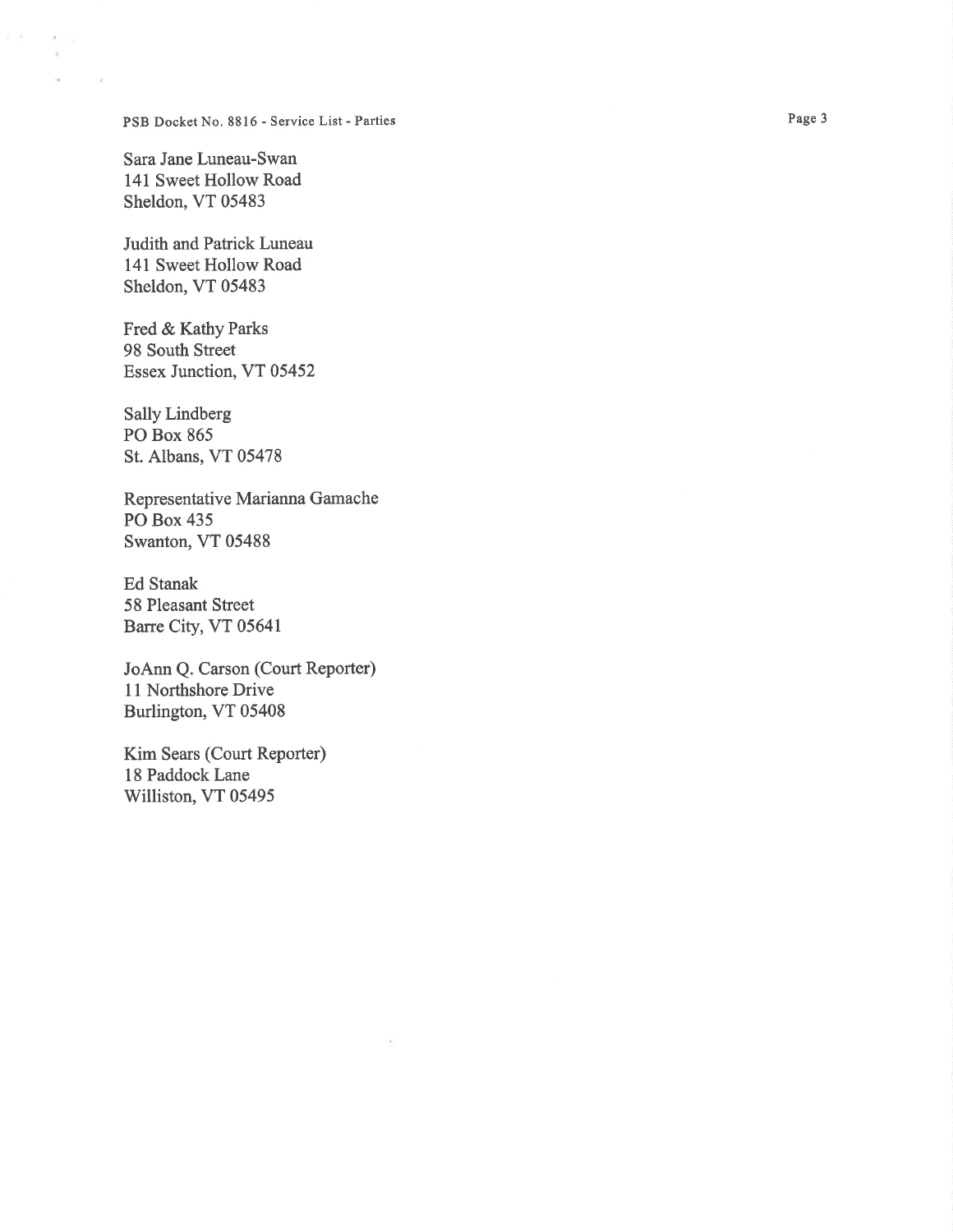Sara Jane Luneau-Swan
141 Sweet Hollow Road
Sheldon, VT 05483

Judith and Patrick Luneau
141 Sweet Hollow Road
Sheldon, VT 05483

Fred & Kathy Parks
98 South Street
Essex Junction, VT 05452

Sally Lindberg
PO Box 865
St. Albans, VT 05478

Representative Marianna Gamache
PO Box 435
Swanton, VT 05488

Ed Stanak
58 Pleasant Street
Barre City, VT 05641

JoAnn Q. Carson (Court Reporter)
11 Northshore Drive
Burlington, VT 05408

Kim Sears (Court Reporter)
18 Paddock Lane
Williston, VT 05495